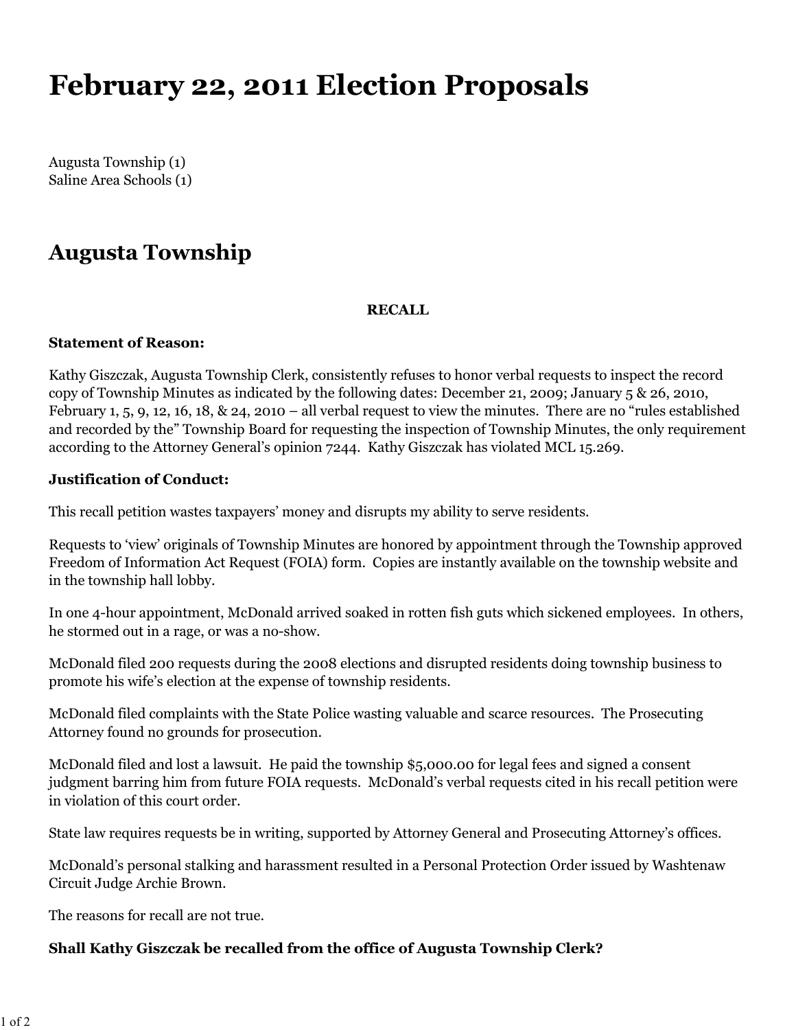# February 22, 2011 Election Proposals

Augusta Township (1)
Saline Area Schools (1)

## Augusta Township

**RECALL**

**Statement of Reason:**

Kathy Giszczak, Augusta Township Clerk, consistently refuses to honor verbal requests to inspect the record copy of Township Minutes as indicated by the following dates: December 21, 2009; January 5 & 26, 2010, February 1, 5, 9, 12, 16, 18, & 24, 2010 – all verbal request to view the minutes. There are no "rules established and recorded by the" Township Board for requesting the inspection of Township Minutes, the only requirement according to the Attorney General's opinion 7244. Kathy Giszczak has violated MCL 15.269.

**Justification of Conduct:**

This recall petition wastes taxpayers' money and disrupts my ability to serve residents.

Requests to 'view' originals of Township Minutes are honored by appointment through the Township approved Freedom of Information Act Request (FOIA) form. Copies are instantly available on the township website and in the township hall lobby.

In one 4-hour appointment, McDonald arrived soaked in rotten fish guts which sickened employees. In others, he stormed out in a rage, or was a no-show.

McDonald filed 200 requests during the 2008 elections and disrupted residents doing township business to promote his wife's election at the expense of township residents.

McDonald filed complaints with the State Police wasting valuable and scarce resources. The Prosecuting Attorney found no grounds for prosecution.

McDonald filed and lost a lawsuit. He paid the township $5,000.00 for legal fees and signed a consent judgment barring him from future FOIA requests. McDonald's verbal requests cited in his recall petition were in violation of this court order.

State law requires requests be in writing, supported by Attorney General and Prosecuting Attorney's offices.

McDonald's personal stalking and harassment resulted in a Personal Protection Order issued by Washtenaw Circuit Judge Archie Brown.

The reasons for recall are not true.

**Shall Kathy Giszczak be recalled from the office of Augusta Township Clerk?**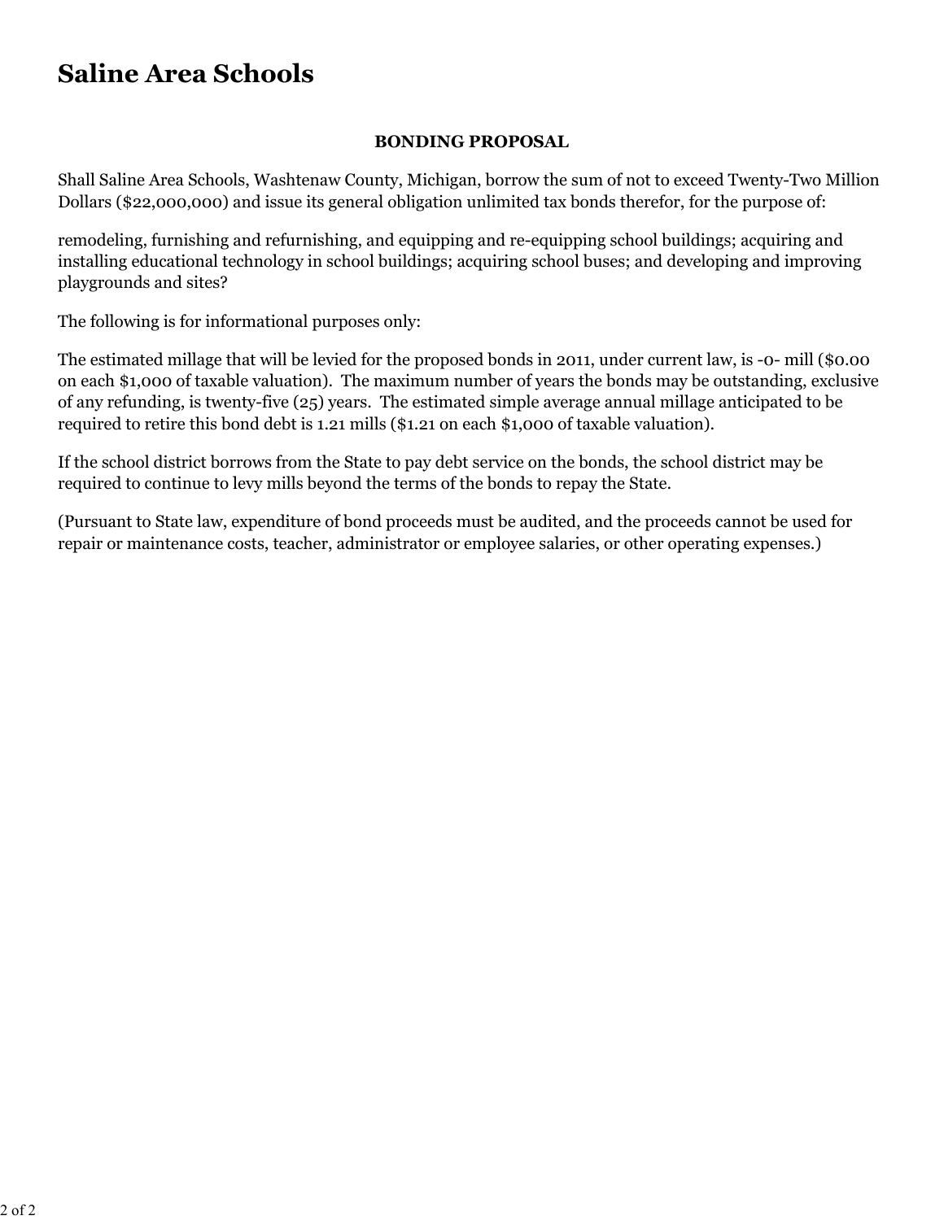# Saline Area Schools

**BONDING PROPOSAL**

Shall Saline Area Schools, Washtenaw County, Michigan, borrow the sum of not to exceed Twenty-Two Million Dollars ($22,000,000) and issue its general obligation unlimited tax bonds therefor, for the purpose of:

remodeling, furnishing and refurnishing, and equipping and re-equipping school buildings; acquiring and installing educational technology in school buildings; acquiring school buses; and developing and improving playgrounds and sites?

The following is for informational purposes only:

The estimated millage that will be levied for the proposed bonds in 2011, under current law, is -0- mill ($0.00 on each $1,000 of taxable valuation). The maximum number of years the bonds may be outstanding, exclusive of any refunding, is twenty-five (25) years. The estimated simple average annual millage anticipated to be required to retire this bond debt is 1.21 mills ($1.21 on each $1,000 of taxable valuation).

If the school district borrows from the State to pay debt service on the bonds, the school district may be required to continue to levy mills beyond the terms of the bonds to repay the State.

(Pursuant to State law, expenditure of bond proceeds must be audited, and the proceeds cannot be used for repair or maintenance costs, teacher, administrator or employee salaries, or other operating expenses.)